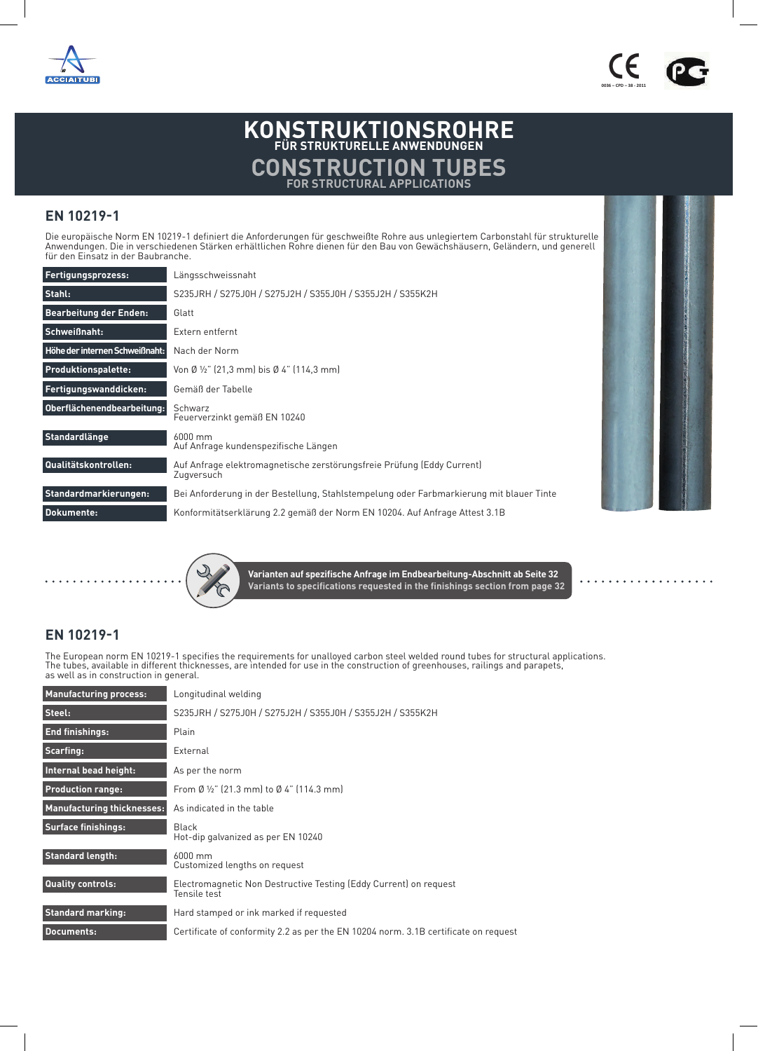# KONSTRUKTIONSROHRE

## FÜR STRUKTURELLE ANWENDUNGEN

# CONSTRUCTION TUBES

## FOR STRUCTURAL APPLICATIONS

## EN 10219-1

Die europäische Norm EN 10219-1 definiert die Anforderungen für geschweißte Rohre aus unlegiertem Carbonstahl für strukturelle Anwendungen. Die in verschiedenen Stärken erhältlichen Rohre dienen für den Bau von Gewächshäusern, Geländern, und generell für den Einsatz in der Baubranche.

| | |
|---|---|
| **Fertigungsprozess:** | Längsschweissnaht |
| **Stahl:** | S235JRH / S275J0H / S275J2H / S355J0H / S355J2H / S355K2H |
| **Bearbeitung der Enden:** | Glatt |
| **Schweißnaht:** | Extern entfernt |
| **Höhe der internen Schweißnaht:** | Nach der Norm |
| **Produktionspalette:** | Von Ø ½" (21,3 mm) bis Ø 4" (114,3 mm) |
| **Fertigungswanddicken:** | Gemäß der Tabelle |
| **Oberflächenendbearbeitung:** | Schwarz<br>Feuerverzinkt gemäß EN 10240 |
| **Standardlänge** | 6000 mm<br>Auf Anfrage kundenspezifische Längen |
| **Qualitätskontrollen:** | Auf Anfrage elektromagnetische zerstörungsfreie Prüfung (Eddy Current)<br>Zugversuch |
| **Standardmarkierungen:** | Bei Anforderung in der Bestellung, Stahlstempelung oder Farbmarkierung mit blauer Tinte |
| **Dokumente:** | Konformitätserklärung 2.2 gemäß der Norm EN 10204. Auf Anfrage Attest 3.1B |

**Varianten auf spezifische Anfrage im Endbearbeitung-Abschnitt ab Seite 32**
**Variants to specifications requested in the finishings section from page 32**

## EN 10219-1

The European norm EN 10219-1 specifies the requirements for unalloyed carbon steel welded round tubes for structural applications. The tubes, available in different thicknesses, are intended for use in the construction of greenhouses, railings and parapets, as well as in construction in general.

| | |
|---|---|
| **Manufacturing process:** | Longitudinal welding |
| **Steel:** | S235JRH / S275J0H / S275J2H / S355J0H / S355J2H / S355K2H |
| **End finishings:** | Plain |
| **Scarfing:** | External |
| **Internal bead height:** | As per the norm |
| **Production range:** | From Ø ½" (21.3 mm) to Ø 4" (114.3 mm) |
| **Manufacturing thicknesses:** | As indicated in the table |
| **Surface finishings:** | Black<br>Hot-dip galvanized as per EN 10240 |
| **Standard length:** | 6000 mm<br>Customized lengths on request |
| **Quality controls:** | Electromagnetic Non Destructive Testing (Eddy Current) on request<br>Tensile test |
| **Standard marking:** | Hard stamped or ink marked if requested |
| **Documents:** | Certificate of conformity 2.2 as per the EN 10204 norm. 3.1B certificate on request |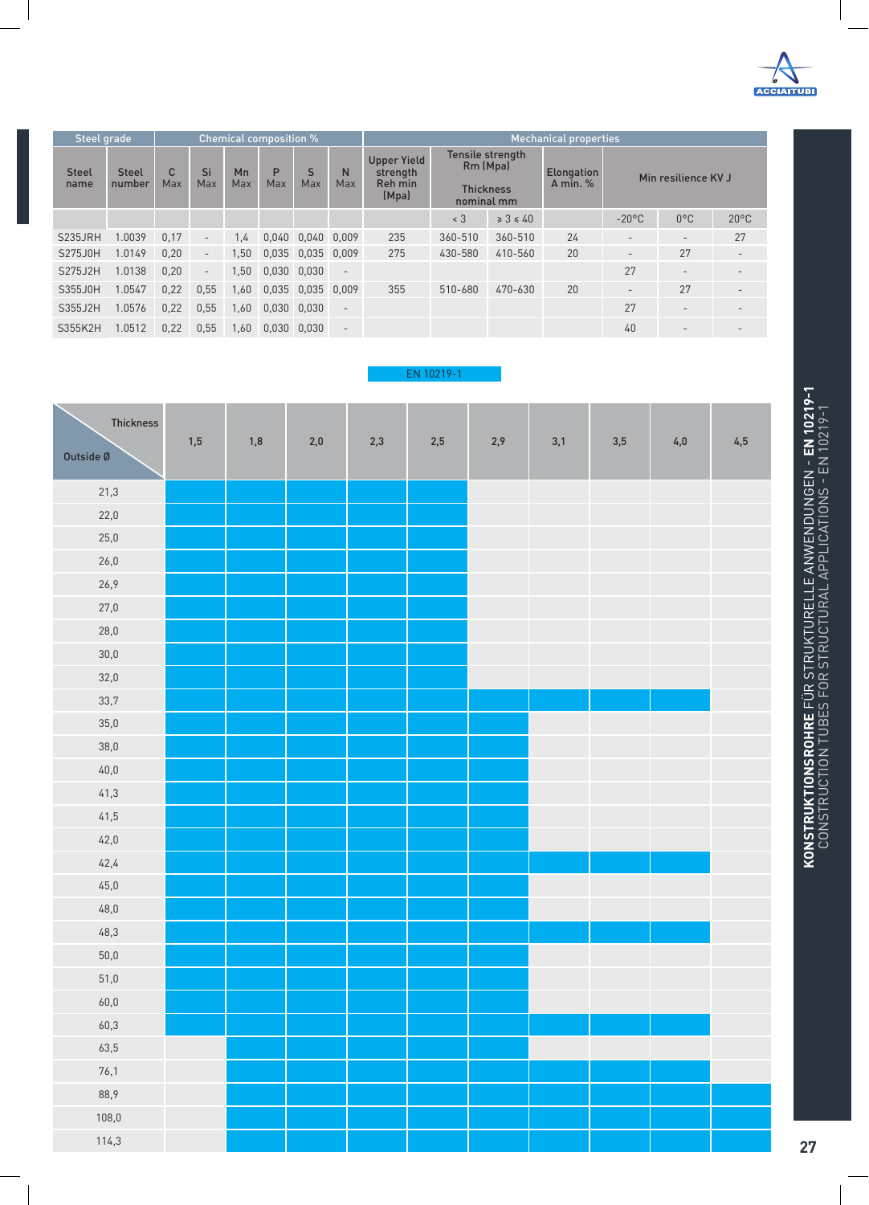## KONSTRUKTIONSROHRE FÜR STRUKTURELLE ANWENDUNGEN - EN 10219-1
CONSTRUCTION TUBES FOR STRUCTURAL APPLICATIONS - EN 10219-1

| Steel grade | | Chemical composition % | | | | | | Mechanical properties | | | | | | |
|---|---|---|---|---|---|---|---|---|---|---|---|---|---|---|
| Steel name | Steel number | C Max | Si Max | Mn Max | P Max | S Max | N Max | Upper Yield strength Reh min (Mpa) | Tensile strength Rm (Mpa) Thickness nominal mm | | Elongation A min. % | Min resilience KV J | | |
| | | | | | | | | | < 3 | ≥ 3 ≤ 40 | | -20°C | 0°C | 20°C |
| S235JRH | 1.0039 | 0,17 | - | 1,4 | 0,040 | 0,040 | 0,009 | 235 | 360-510 | 360-510 | 24 | - | - | 27 |
| S275J0H | 1.0149 | 0,20 | - | 1,50 | 0,035 | 0,035 | 0,009 | 275 | 430-580 | 410-560 | 20 | - | 27 | - |
| S275J2H | 1.0138 | 0,20 | - | 1,50 | 0,030 | 0,030 | - | | | | | 27 | - | - |
| S355J0H | 1.0547 | 0,22 | 0,55 | 1,60 | 0,035 | 0,035 | 0,009 | 355 | 510-680 | 470-630 | 20 | - | 27 | - |
| S355J2H | 1.0576 | 0,22 | 0,55 | 1,60 | 0,030 | 0,030 | - | | | | | 27 | - | - |
| S355K2H | 1.0512 | 0,22 | 0,55 | 1,60 | 0,030 | 0,030 | - | | | | | 40 | - | - |

**EN 10219-1**

| Outside Ø \ Thickness | 1,5 | 1,8 | 2,0 | 2,3 | 2,5 | 2,9 | 3,1 | 3,5 | 4,0 | 4,5 |
|---|---|---|---|---|---|---|---|---|---|---|
| 21,3 | ● | ● | ● | ● | ● | | | | | |
| 22,0 | ● | ● | ● | ● | ● | | | | | |
| 25,0 | ● | ● | ● | ● | ● | | | | | |
| 26,0 | ● | ● | ● | ● | ● | | | | | |
| 26,9 | ● | ● | ● | ● | ● | | | | | |
| 27,0 | ● | ● | ● | ● | ● | | | | | |
| 28,0 | ● | ● | ● | ● | ● | | | | | |
| 30,0 | ● | ● | ● | ● | ● | | | | | |
| 32,0 | ● | ● | ● | ● | ● | | | | | |
| 33,7 | ● | ● | ● | ● | ● | ● | ● | ● | ● | |
| 35,0 | ● | ● | ● | ● | ● | ● | | | | |
| 38,0 | ● | ● | ● | ● | ● | ● | | | | |
| 40,0 | ● | ● | ● | ● | ● | ● | | | | |
| 41,3 | ● | ● | ● | ● | ● | ● | | | | |
| 41,5 | ● | ● | ● | ● | ● | ● | | | | |
| 42,0 | ● | ● | ● | ● | ● | ● | | | | |
| 42,4 | ● | ● | ● | ● | ● | ● | ● | ● | ● | |
| 45,0 | ● | ● | ● | ● | ● | ● | | | | |
| 48,0 | ● | ● | ● | ● | ● | ● | | | | |
| 48,3 | ● | ● | ● | ● | ● | ● | ● | ● | ● | |
| 50,0 | ● | ● | ● | ● | ● | ● | | | | |
| 51,0 | ● | ● | ● | ● | ● | ● | | | | |
| 60,0 | ● | ● | ● | ● | ● | ● | | | | |
| 60,3 | ● | ● | ● | ● | ● | ● | ● | ● | ● | |
| 63,5 | | ● | ● | ● | ● | ● | | | | |
| 76,1 | | ● | ● | ● | ● | ● | ● | ● | ● | |
| 88,9 | | ● | ● | ● | ● | ● | ● | ● | ● | ● |
| 108,0 | | ● | ● | ● | ● | ● | ● | ● | ● | ● |
| 114,3 | | ● | ● | ● | ● | ● | ● | ● | ● | ● |